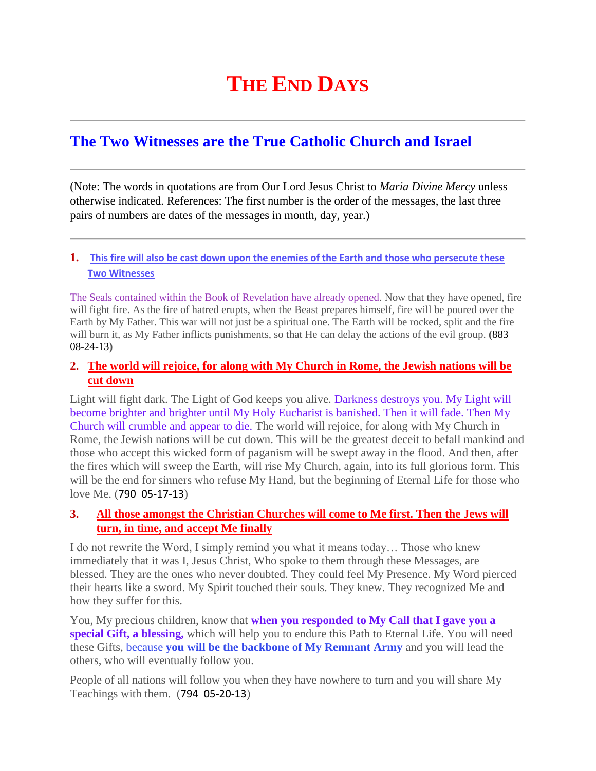# THE END DAYS

---

## The Two Witnesses are the True Catholic Church and Israel

---

(Note: The words in quotations are from Our Lord Jesus Christ to *Maria Divine Mercy* unless otherwise indicated. References: The first number is the order of the messages, the last three pairs of numbers are dates of the messages in month, day, year.)

---

1. **This fire will also be cast down upon the enemies of the Earth and those who persecute these Two Witnesses**

The Seals contained within the Book of Revelation have already opened. Now that they have opened, fire will fight fire. As the fire of hatred erupts, when the Beast prepares himself, fire will be poured over the Earth by My Father. This war will not just be a spiritual one. The Earth will be rocked, split and the fire will burn it, as My Father inflicts punishments, so that He can delay the actions of the evil group. (883 08-24-13)

2. **The world will rejoice, for along with My Church in Rome, the Jewish nations will be cut down**

Light will fight dark. The Light of God keeps you alive. Darkness destroys you. My Light will become brighter and brighter until My Holy Eucharist is banished. Then it will fade. Then My Church will crumble and appear to die. The world will rejoice, for along with My Church in Rome, the Jewish nations will be cut down. This will be the greatest deceit to befall mankind and those who accept this wicked form of paganism will be swept away in the flood. And then, after the fires which will sweep the Earth, will rise My Church, again, into its full glorious form. This will be the end for sinners who refuse My Hand, but the beginning of Eternal Life for those who love Me. (790 05-17-13)

3. **All those amongst the Christian Churches will come to Me first. Then the Jews will turn, in time, and accept Me finally**

I do not rewrite the Word, I simply remind you what it means today… Those who knew immediately that it was I, Jesus Christ, Who spoke to them through these Messages, are blessed. They are the ones who never doubted. They could feel My Presence. My Word pierced their hearts like a sword. My Spirit touched their souls. They knew. They recognized Me and how they suffer for this.

You, My precious children, know that **when you responded to My Call that I gave you a special Gift, a blessing,** which will help you to endure this Path to Eternal Life. You will need these Gifts, because **you will be the backbone of My Remnant Army** and you will lead the others, who will eventually follow you.

People of all nations will follow you when they have nowhere to turn and you will share My Teachings with them. (794 05-20-13)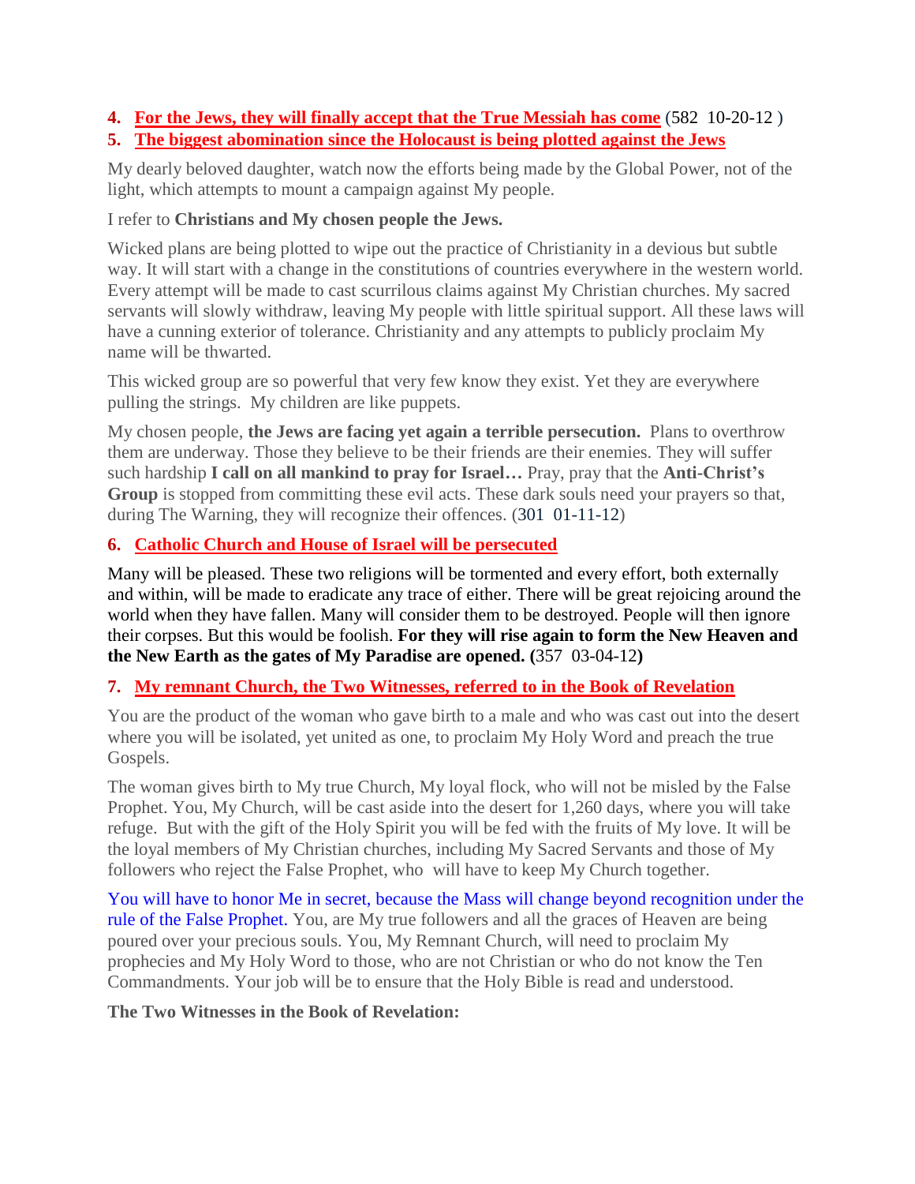4. **For the Jews, they will finally accept that the True Messiah has come** (582 10-20-12 )
5. **The biggest abomination since the Holocaust is being plotted against the Jews**

My dearly beloved daughter, watch now the efforts being made by the Global Power, not of the light, which attempts to mount a campaign against My people.

I refer to **Christians and My chosen people the Jews.**

Wicked plans are being plotted to wipe out the practice of Christianity in a devious but subtle way. It will start with a change in the constitutions of countries everywhere in the western world. Every attempt will be made to cast scurrilous claims against My Christian churches. My sacred servants will slowly withdraw, leaving My people with little spiritual support. All these laws will have a cunning exterior of tolerance. Christianity and any attempts to publicly proclaim My name will be thwarted.

This wicked group are so powerful that very few know they exist. Yet they are everywhere pulling the strings. My children are like puppets.

My chosen people, **the Jews are facing yet again a terrible persecution.** Plans to overthrow them are underway. Those they believe to be their friends are their enemies. They will suffer such hardship **I call on all mankind to pray for Israel…** Pray, pray that the **Anti-Christ's Group** is stopped from committing these evil acts. These dark souls need your prayers so that, during The Warning, they will recognize their offences. (301 01-11-12)

6. **Catholic Church and House of Israel will be persecuted**

Many will be pleased. These two religions will be tormented and every effort, both externally and within, will be made to eradicate any trace of either. There will be great rejoicing around the world when they have fallen. Many will consider them to be destroyed. People will then ignore their corpses. But this would be foolish. **For they will rise again to form the New Heaven and the New Earth as the gates of My Paradise are opened. (**357 03-04-12**)**

7. **My remnant Church, the Two Witnesses, referred to in the Book of Revelation**

You are the product of the woman who gave birth to a male and who was cast out into the desert where you will be isolated, yet united as one, to proclaim My Holy Word and preach the true Gospels.

The woman gives birth to My true Church, My loyal flock, who will not be misled by the False Prophet. You, My Church, will be cast aside into the desert for 1,260 days, where you will take refuge. But with the gift of the Holy Spirit you will be fed with the fruits of My love. It will be the loyal members of My Christian churches, including My Sacred Servants and those of My followers who reject the False Prophet, who will have to keep My Church together.

You will have to honor Me in secret, because the Mass will change beyond recognition under the rule of the False Prophet. You, are My true followers and all the graces of Heaven are being poured over your precious souls. You, My Remnant Church, will need to proclaim My prophecies and My Holy Word to those, who are not Christian or who do not know the Ten Commandments. Your job will be to ensure that the Holy Bible is read and understood.

**The Two Witnesses in the Book of Revelation:**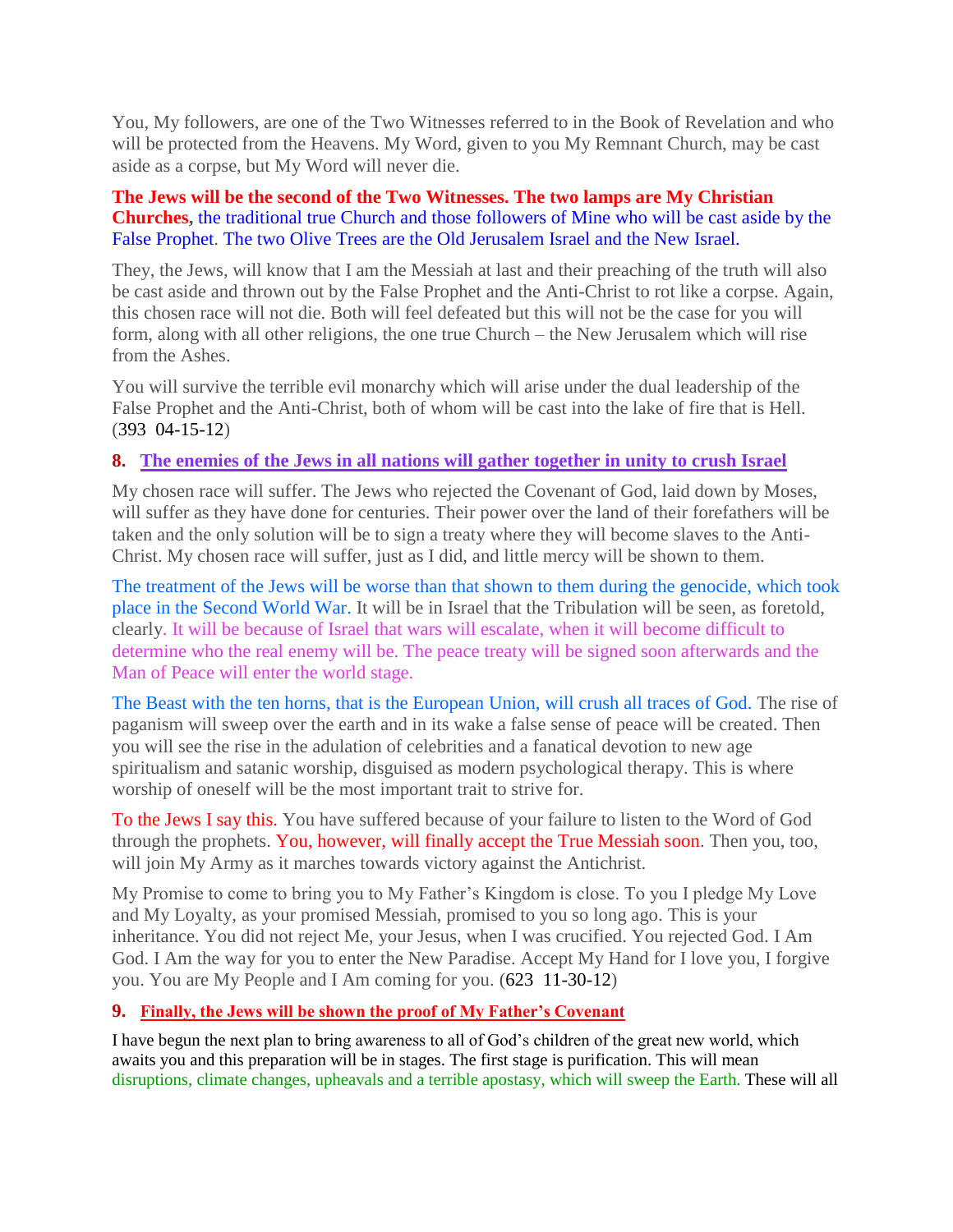You, My followers, are one of the Two Witnesses referred to in the Book of Revelation and who will be protected from the Heavens. My Word, given to you My Remnant Church, may be cast aside as a corpse, but My Word will never die.

**The Jews will be the second of the Two Witnesses. The two lamps are My Christian Churches,** the traditional true Church and those followers of Mine who will be cast aside by the False Prophet. The two Olive Trees are the Old Jerusalem Israel and the New Israel.

They, the Jews, will know that I am the Messiah at last and their preaching of the truth will also be cast aside and thrown out by the False Prophet and the Anti-Christ to rot like a corpse. Again, this chosen race will not die. Both will feel defeated but this will not be the case for you will form, along with all other religions, the one true Church – the New Jerusalem which will rise from the Ashes.

You will survive the terrible evil monarchy which will arise under the dual leadership of the False Prophet and the Anti-Christ, both of whom will be cast into the lake of fire that is Hell. (393 04-15-12)

## 8. The enemies of the Jews in all nations will gather together in unity to crush Israel

My chosen race will suffer. The Jews who rejected the Covenant of God, laid down by Moses, will suffer as they have done for centuries. Their power over the land of their forefathers will be taken and the only solution will be to sign a treaty where they will become slaves to the Anti-Christ. My chosen race will suffer, just as I did, and little mercy will be shown to them.

The treatment of the Jews will be worse than that shown to them during the genocide, which took place in the Second World War. It will be in Israel that the Tribulation will be seen, as foretold, clearly. It will be because of Israel that wars will escalate, when it will become difficult to determine who the real enemy will be. The peace treaty will be signed soon afterwards and the Man of Peace will enter the world stage.

The Beast with the ten horns, that is the European Union, will crush all traces of God. The rise of paganism will sweep over the earth and in its wake a false sense of peace will be created. Then you will see the rise in the adulation of celebrities and a fanatical devotion to new age spiritualism and satanic worship, disguised as modern psychological therapy. This is where worship of oneself will be the most important trait to strive for.

To the Jews I say this. You have suffered because of your failure to listen to the Word of God through the prophets. You, however, will finally accept the True Messiah soon. Then you, too, will join My Army as it marches towards victory against the Antichrist.

My Promise to come to bring you to My Father's Kingdom is close. To you I pledge My Love and My Loyalty, as your promised Messiah, promised to you so long ago. This is your inheritance. You did not reject Me, your Jesus, when I was crucified. You rejected God. I Am God. I Am the way for you to enter the New Paradise. Accept My Hand for I love you, I forgive you. You are My People and I Am coming for you. (623 11-30-12)

## 9. Finally, the Jews will be shown the proof of My Father's Covenant

I have begun the next plan to bring awareness to all of God's children of the great new world, which awaits you and this preparation will be in stages. The first stage is purification. This will mean disruptions, climate changes, upheavals and a terrible apostasy, which will sweep the Earth. These will all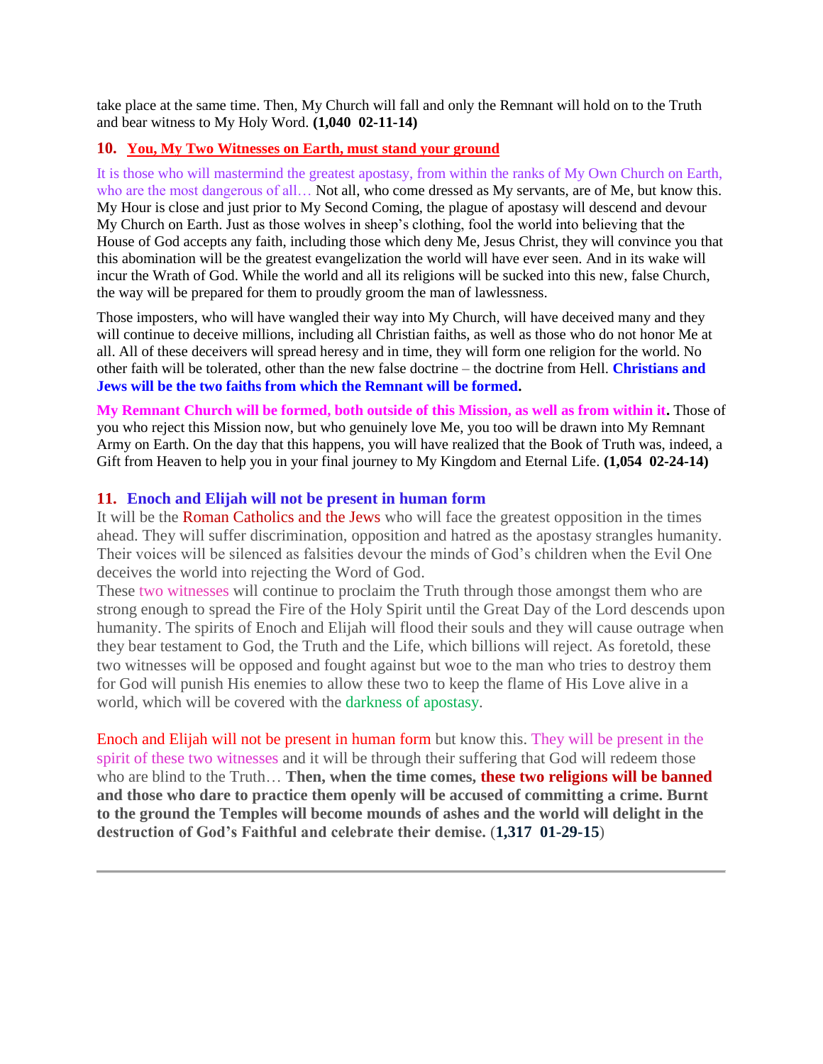take place at the same time. Then, My Church will fall and only the Remnant will hold on to the Truth and bear witness to My Holy Word. **(1,040 02-11-14)**

### 10. You, My Two Witnesses on Earth, must stand your ground

It is those who will mastermind the greatest apostasy, from within the ranks of My Own Church on Earth, who are the most dangerous of all… Not all, who come dressed as My servants, are of Me, but know this. My Hour is close and just prior to My Second Coming, the plague of apostasy will descend and devour My Church on Earth. Just as those wolves in sheep's clothing, fool the world into believing that the House of God accepts any faith, including those which deny Me, Jesus Christ, they will convince you that this abomination will be the greatest evangelization the world will have ever seen. And in its wake will incur the Wrath of God. While the world and all its religions will be sucked into this new, false Church, the way will be prepared for them to proudly groom the man of lawlessness.

Those imposters, who will have wangled their way into My Church, will have deceived many and they will continue to deceive millions, including all Christian faiths, as well as those who do not honor Me at all. All of these deceivers will spread heresy and in time, they will form one religion for the world. No other faith will be tolerated, other than the new false doctrine – the doctrine from Hell. **Christians and Jews will be the two faiths from which the Remnant will be formed.**

**My Remnant Church will be formed, both outside of this Mission, as well as from within it.** Those of you who reject this Mission now, but who genuinely love Me, you too will be drawn into My Remnant Army on Earth. On the day that this happens, you will have realized that the Book of Truth was, indeed, a Gift from Heaven to help you in your final journey to My Kingdom and Eternal Life. **(1,054 02-24-14)**

### 11. Enoch and Elijah will not be present in human form

It will be the Roman Catholics and the Jews who will face the greatest opposition in the times ahead. They will suffer discrimination, opposition and hatred as the apostasy strangles humanity. Their voices will be silenced as falsities devour the minds of God's children when the Evil One deceives the world into rejecting the Word of God.

These two witnesses will continue to proclaim the Truth through those amongst them who are strong enough to spread the Fire of the Holy Spirit until the Great Day of the Lord descends upon humanity. The spirits of Enoch and Elijah will flood their souls and they will cause outrage when they bear testament to God, the Truth and the Life, which billions will reject. As foretold, these two witnesses will be opposed and fought against but woe to the man who tries to destroy them for God will punish His enemies to allow these two to keep the flame of His Love alive in a world, which will be covered with the darkness of apostasy.

Enoch and Elijah will not be present in human form but know this. They will be present in the spirit of these two witnesses and it will be through their suffering that God will redeem those who are blind to the Truth… **Then, when the time comes, these two religions will be banned and those who dare to practice them openly will be accused of committing a crime. Burnt to the ground the Temples will become mounds of ashes and the world will delight in the destruction of God's Faithful and celebrate their demise.** (**1,317 01-29-15**)

---